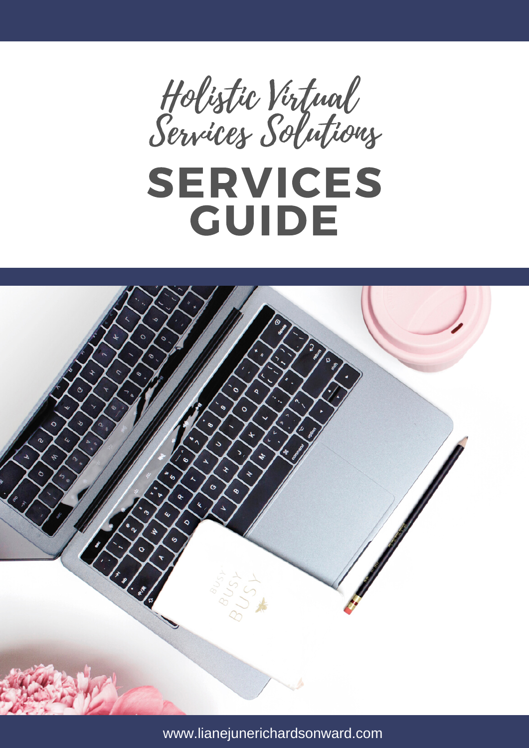*Holistic Virtual Services Solutions*

# SERVICES GUIDE

www.lianejunerichardsonward.com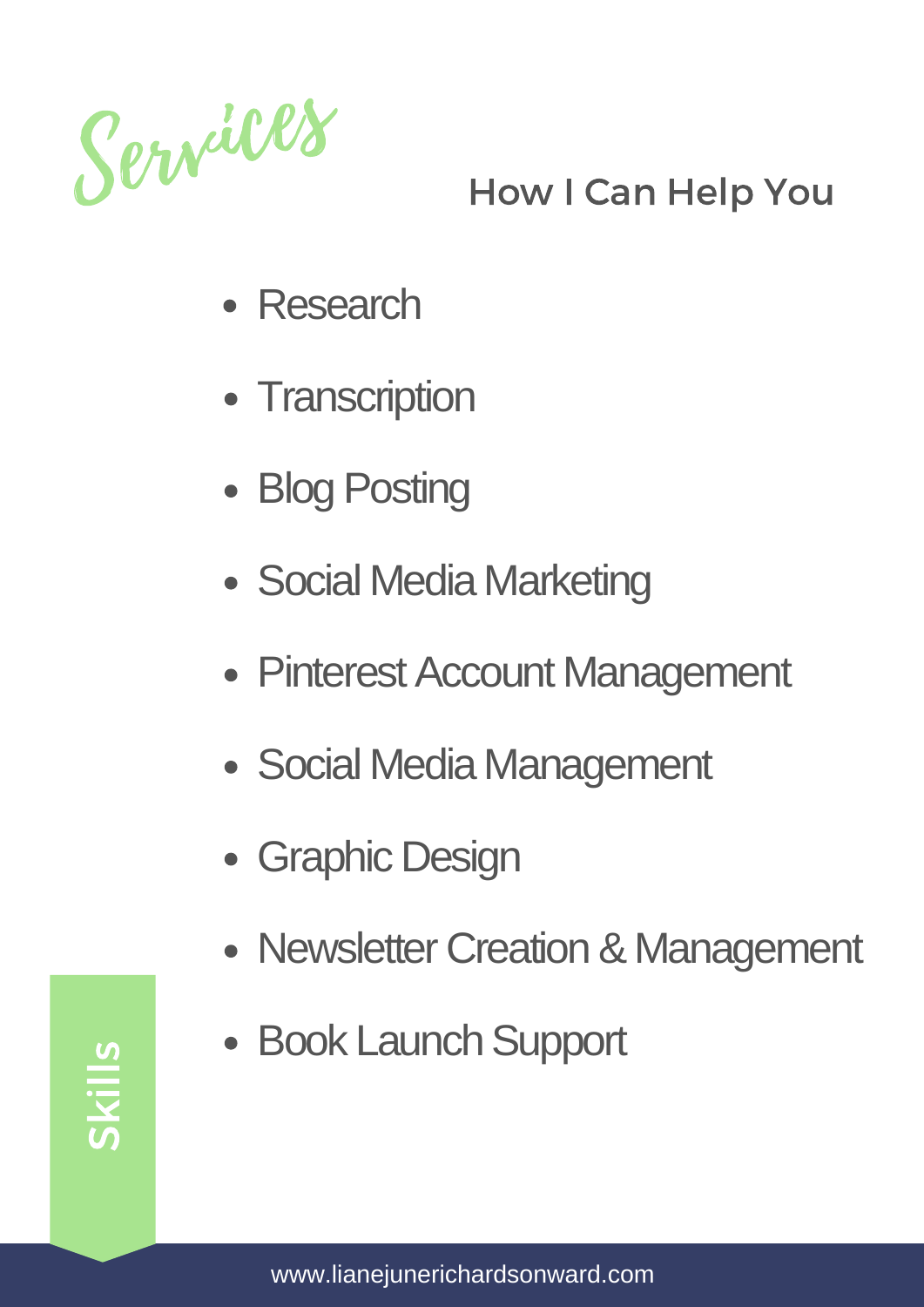# Services

## How I Can Help You

- Research
- Transcription
- Blog Posting
- Social Media Marketing
- Pinterest Account Management
- Social Media Management
- Graphic Design
- Newsletter Creation & Management
- Book Launch Support

Skills

www.lianejunerichardsonward.com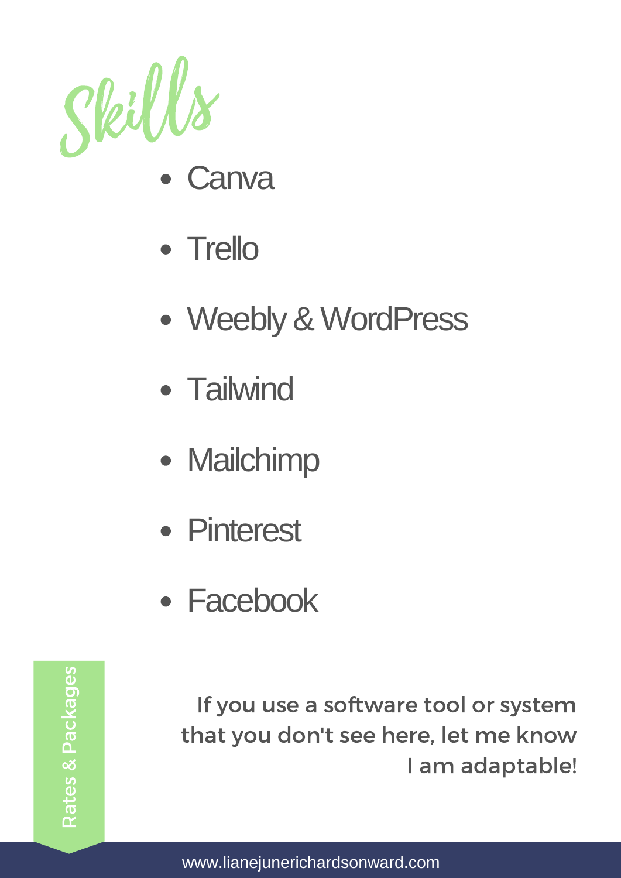# Skills

- Canva
- Trello
- Weebly & WordPress
- Tailwind
- Mailchimp
- Pinterest
- Facebook

If you use a software tool or system that you don't see here, let me know I am adaptable!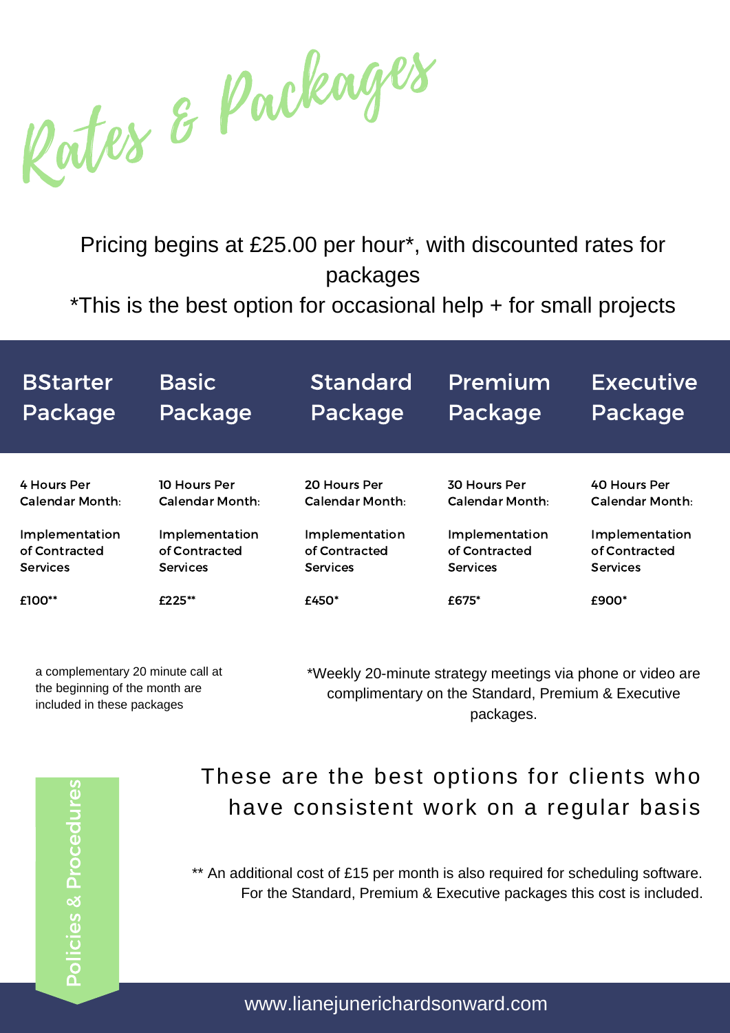# Rates & Packages

Pricing begins at £25.00 per hour*, with discounted rates for packages

*This is the best option for occasional help + for small projects

| BStarter Package | Basic Package | Standard Package | Premium Package | Executive Package |
|---|---|---|---|---|
| 4 Hours Per Calendar Month: | 10 Hours Per Calendar Month: | 20 Hours Per Calendar Month: | 30 Hours Per Calendar Month: | 40 Hours Per Calendar Month: |
| Implementation of Contracted Services | Implementation of Contracted Services | Implementation of Contracted Services | Implementation of Contracted Services | Implementation of Contracted Services |
| £100** | £225** | £450* | £675* | £900* |

a complementary 20 minute call at the beginning of the month are included in these packages

*Weekly 20-minute strategy meetings via phone or video are complimentary on the Standard, Premium & Executive packages.

Policies & Procedures

These are the best options for clients who have consistent work on a regular basis

** An additional cost of £15 per month is also required for scheduling software. For the Standard, Premium & Executive packages this cost is included.

www.lianejunerichardsonward.com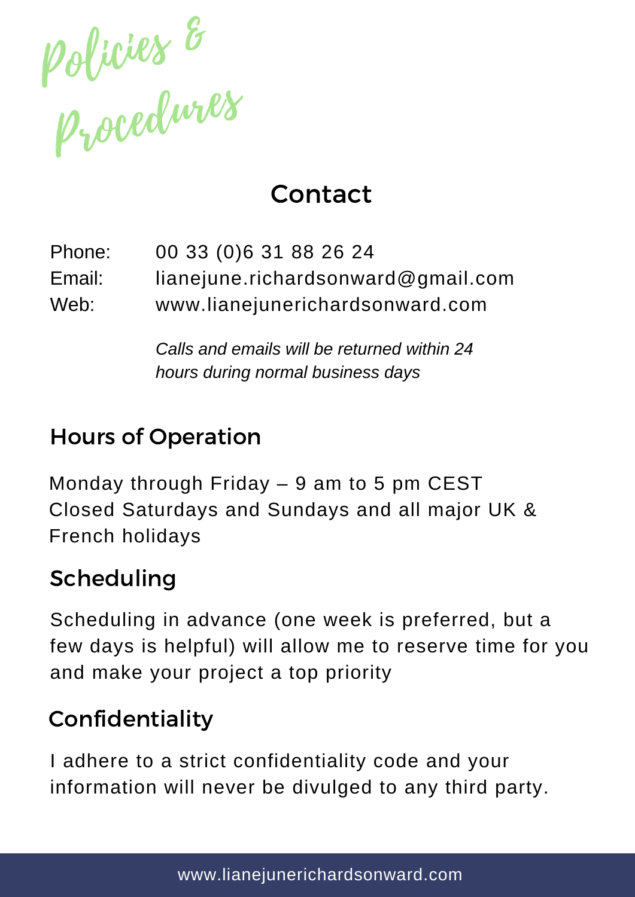# Policies & Procedures

## Contact

Phone: 00 33 (0)6 31 88 26 24
Email: lianejune.richardsonward@gmail.com
Web: www.lianejunerichardsonward.com

*Calls and emails will be returned within 24 hours during normal business days*

## Hours of Operation

Monday through Friday – 9 am to 5 pm CEST
Closed Saturdays and Sundays and all major UK & French holidays

## Scheduling

Scheduling in advance (one week is preferred, but a few days is helpful) will allow me to reserve time for you and make your project a top priority

## Confidentiality

I adhere to a strict confidentiality code and your information will never be divulged to any third party.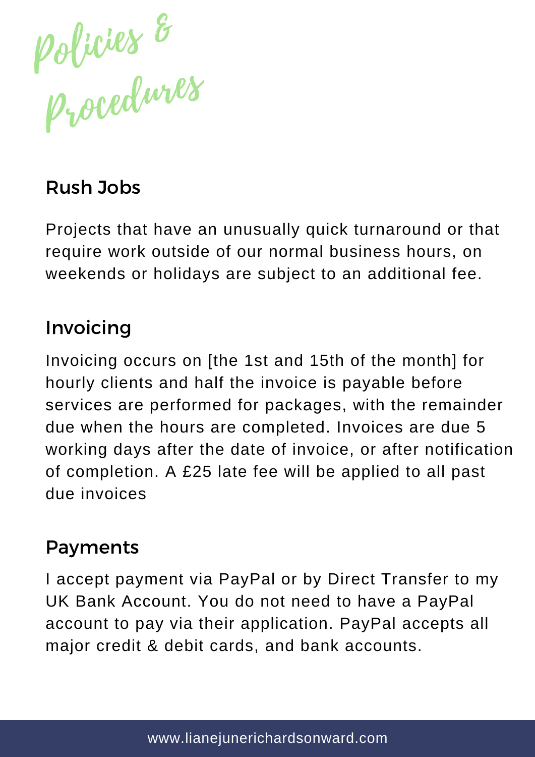# Policies & Procedures

## Rush Jobs

Projects that have an unusually quick turnaround or that require work outside of our normal business hours, on weekends or holidays are subject to an additional fee.

## Invoicing

Invoicing occurs on [the 1st and 15th of the month] for hourly clients and half the invoice is payable before services are performed for packages, with the remainder due when the hours are completed. Invoices are due 5 working days after the date of invoice, or after notification of completion. A £25 late fee will be applied to all past due invoices

## Payments

I accept payment via PayPal or by Direct Transfer to my UK Bank Account. You do not need to have a PayPal account to pay via their application. PayPal accepts all major credit & debit cards, and bank accounts.

www.lianejunerichardsonward.com